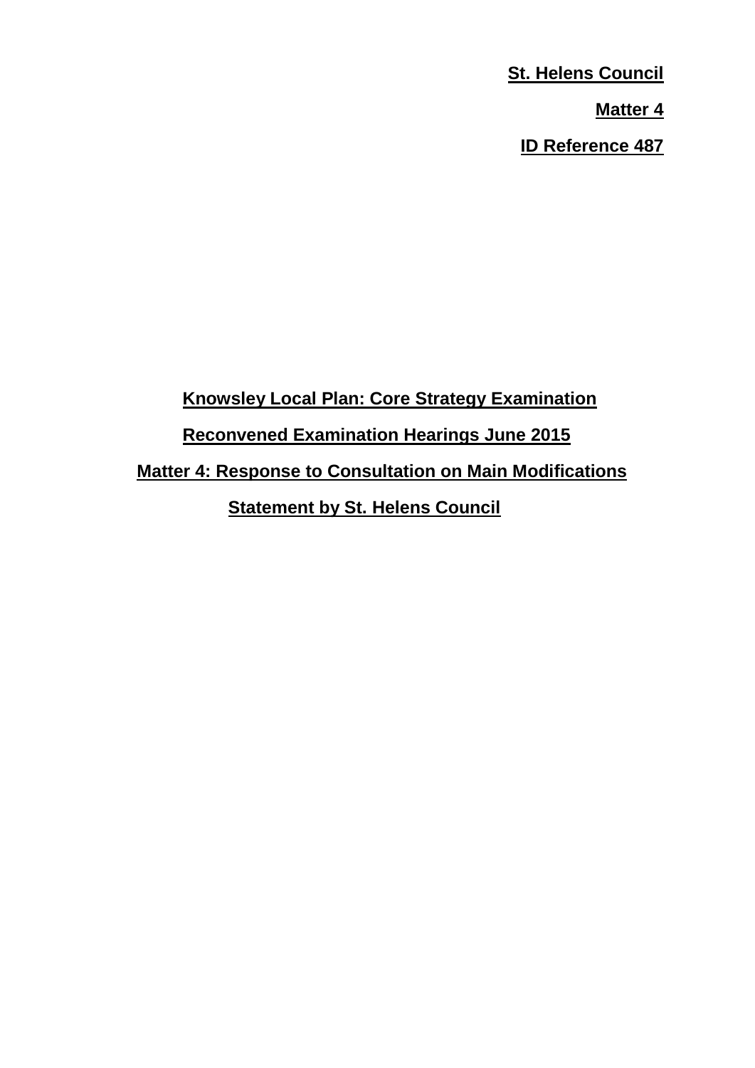**St. Helens Council**

**Matter 4**

**ID Reference 487**

# Knowsley Local Plan: Core Strategy Examination

## Reconvened Examination Hearings June 2015

## Matter 4: Response to Consultation on Main Modifications

## Statement by St. Helens Council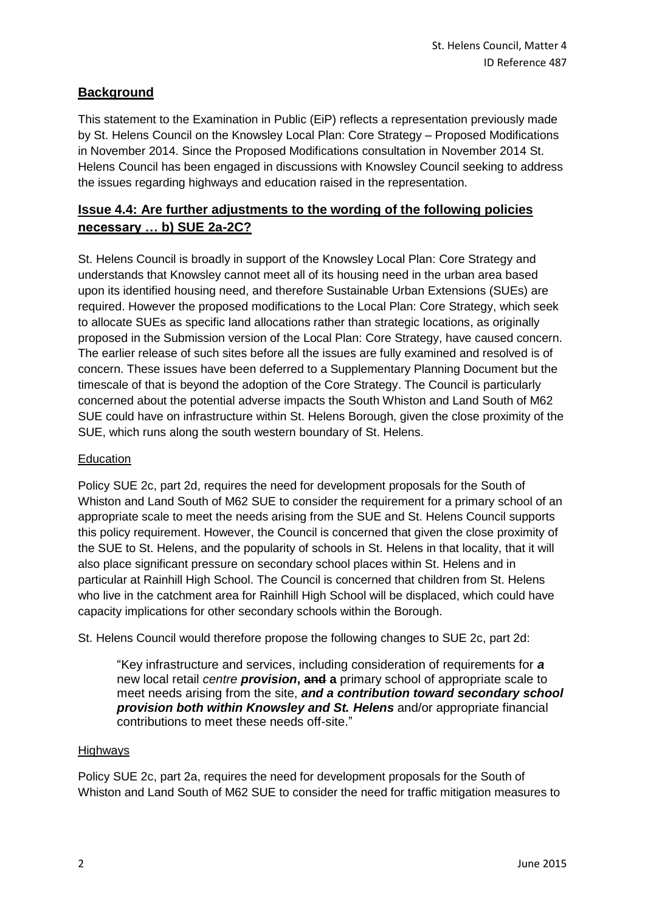## **Background**

This statement to the Examination in Public (EiP) reflects a representation previously made by St. Helens Council on the Knowsley Local Plan: Core Strategy – Proposed Modifications in November 2014. Since the Proposed Modifications consultation in November 2014 St. Helens Council has been engaged in discussions with Knowsley Council seeking to address the issues regarding highways and education raised in the representation.

## **Issue 4.4: Are further adjustments to the wording of the following policies necessary … b) SUE 2a-2C?**

St. Helens Council is broadly in support of the Knowsley Local Plan: Core Strategy and understands that Knowsley cannot meet all of its housing need in the urban area based upon its identified housing need, and therefore Sustainable Urban Extensions (SUEs) are required. However the proposed modifications to the Local Plan: Core Strategy, which seek to allocate SUEs as specific land allocations rather than strategic locations, as originally proposed in the Submission version of the Local Plan: Core Strategy, have caused concern. The earlier release of such sites before all the issues are fully examined and resolved is of concern. These issues have been deferred to a Supplementary Planning Document but the timescale of that is beyond the adoption of the Core Strategy. The Council is particularly concerned about the potential adverse impacts the South Whiston and Land South of M62 SUE could have on infrastructure within St. Helens Borough, given the close proximity of the SUE, which runs along the south western boundary of St. Helens.

### Education

Policy SUE 2c, part 2d, requires the need for development proposals for the South of Whiston and Land South of M62 SUE to consider the requirement for a primary school of an appropriate scale to meet the needs arising from the SUE and St. Helens Council supports this policy requirement. However, the Council is concerned that given the close proximity of the SUE to St. Helens, and the popularity of schools in St. Helens in that locality, that it will also place significant pressure on secondary school places within St. Helens and in particular at Rainhill High School. The Council is concerned that children from St. Helens who live in the catchment area for Rainhill High School will be displaced, which could have capacity implications for other secondary schools within the Borough.

St. Helens Council would therefore propose the following changes to SUE 2c, part 2d:

> "Key infrastructure and services, including consideration of requirements for ***a*** new local retail *centre* ***provision*****,** ~~**and**~~ **a** primary school of appropriate scale to meet needs arising from the site, ***and a contribution toward secondary school provision both within Knowsley and St. Helens*** and/or appropriate financial contributions to meet these needs off-site."

### Highways

Policy SUE 2c, part 2a, requires the need for development proposals for the South of Whiston and Land South of M62 SUE to consider the need for traffic mitigation measures to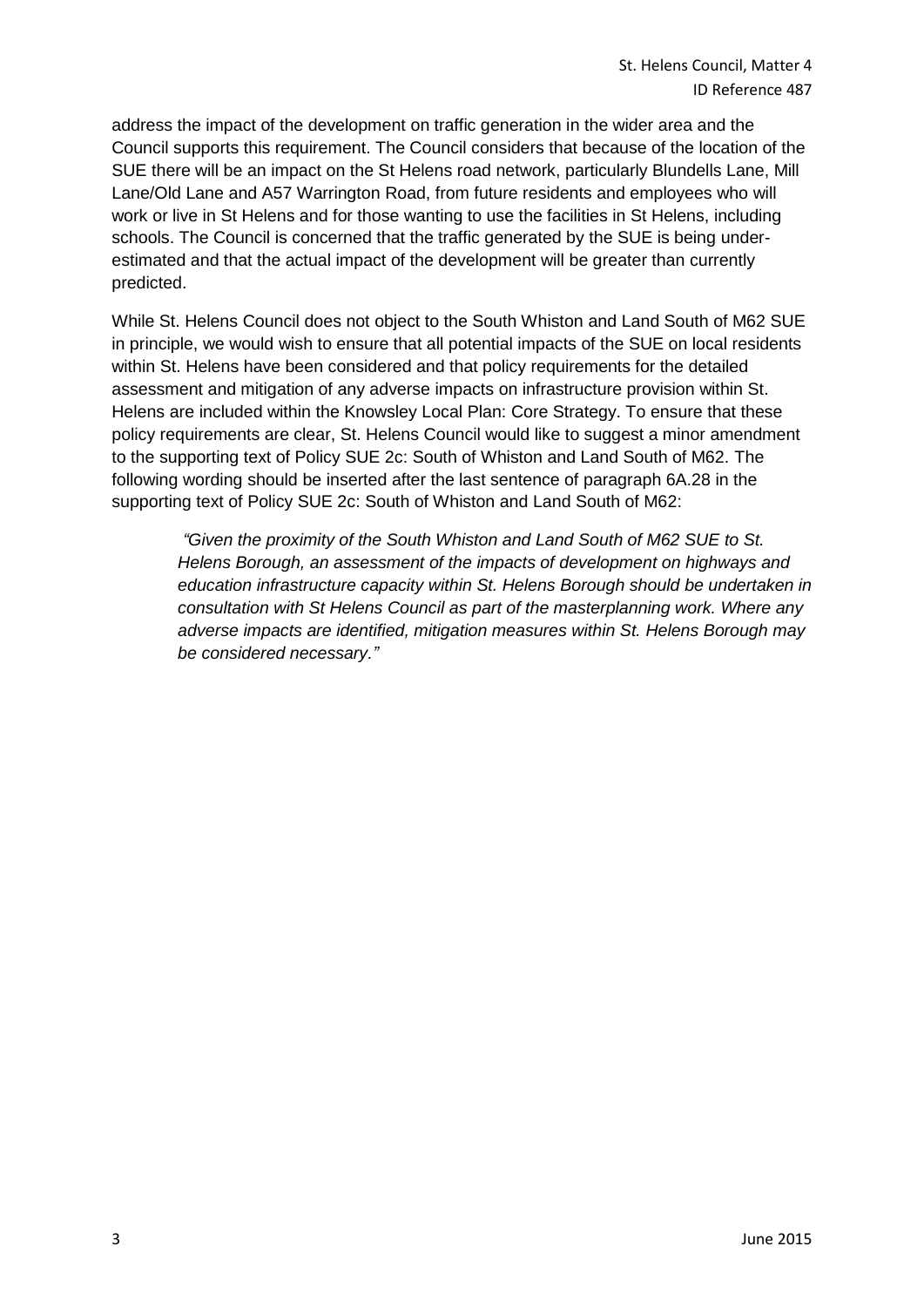address the impact of the development on traffic generation in the wider area and the Council supports this requirement. The Council considers that because of the location of the SUE there will be an impact on the St Helens road network, particularly Blundells Lane, Mill Lane/Old Lane and A57 Warrington Road, from future residents and employees who will work or live in St Helens and for those wanting to use the facilities in St Helens, including schools. The Council is concerned that the traffic generated by the SUE is being under-estimated and that the actual impact of the development will be greater than currently predicted.

While St. Helens Council does not object to the South Whiston and Land South of M62 SUE in principle, we would wish to ensure that all potential impacts of the SUE on local residents within St. Helens have been considered and that policy requirements for the detailed assessment and mitigation of any adverse impacts on infrastructure provision within St. Helens are included within the Knowsley Local Plan: Core Strategy. To ensure that these policy requirements are clear, St. Helens Council would like to suggest a minor amendment to the supporting text of Policy SUE 2c: South of Whiston and Land South of M62. The following wording should be inserted after the last sentence of paragraph 6A.28 in the supporting text of Policy SUE 2c: South of Whiston and Land South of M62:

> *"Given the proximity of the South Whiston and Land South of M62 SUE to St. Helens Borough, an assessment of the impacts of development on highways and education infrastructure capacity within St. Helens Borough should be undertaken in consultation with St Helens Council as part of the masterplanning work. Where any adverse impacts are identified, mitigation measures within St. Helens Borough may be considered necessary."*